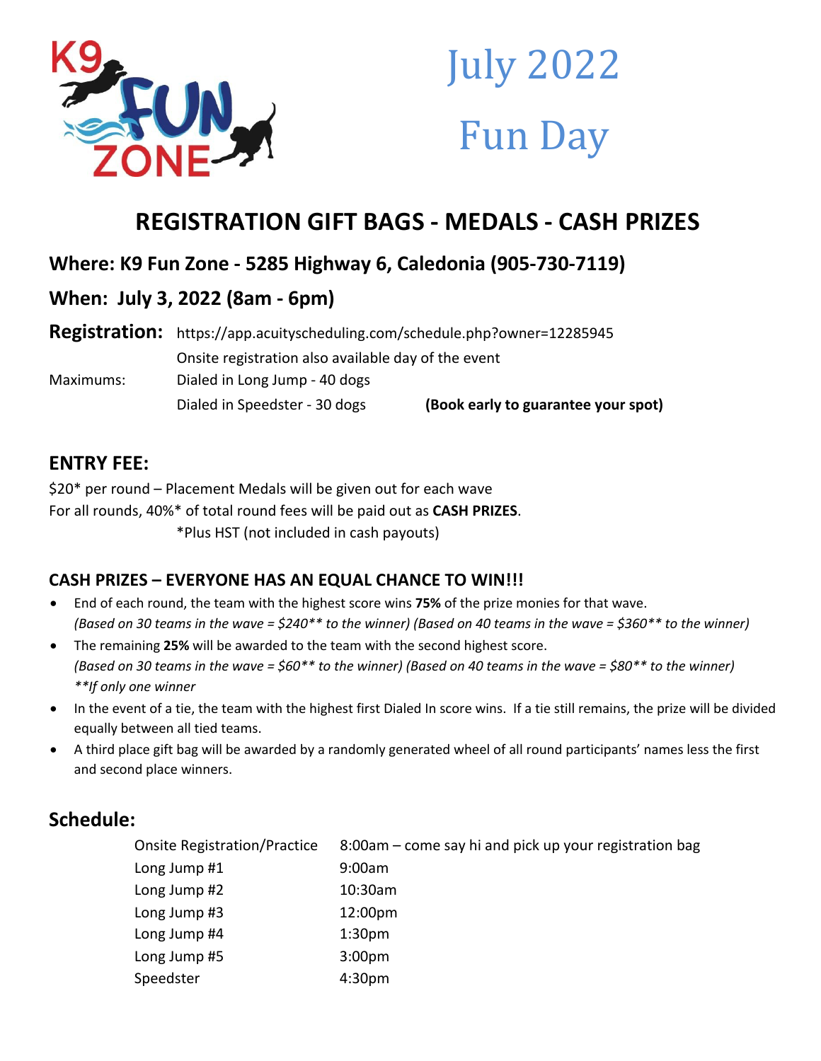K9 FUN ZONE

# July 2022 Fun Day

## REGISTRATION GIFT BAGS - MEDALS - CASH PRIZES

### Where: K9 Fun Zone - 5285 Highway 6, Caledonia (905-730-7119)

### When: July 3, 2022 (8am - 6pm)

**Registration:** https://app.acuityscheduling.com/schedule.php?owner=12285945

Onsite registration also available day of the event

Maximums: Dialed in Long Jump - 40 dogs

Dialed in Speedster - 30 dogs **(Book early to guarantee your spot)**

## ENTRY FEE:

$20* per round – Placement Medals will be given out for each wave

For all rounds, 40%* of total round fees will be paid out as **CASH PRIZES**.

*Plus HST (not included in cash payouts)

### CASH PRIZES – EVERYONE HAS AN EQUAL CHANCE TO WIN!!!

- End of each round, the team with the highest score wins **75%** of the prize monies for that wave. *(Based on 30 teams in the wave = $240** to the winner) (Based on 40 teams in the wave = $360** to the winner)*
- The remaining **25%** will be awarded to the team with the second highest score. *(Based on 30 teams in the wave = $60** to the winner) (Based on 40 teams in the wave = $80** to the winner)* ***If only one winner*
- In the event of a tie, the team with the highest first Dialed In score wins. If a tie still remains, the prize will be divided equally between all tied teams.
- A third place gift bag will be awarded by a randomly generated wheel of all round participants' names less the first and second place winners.

## Schedule:

| | |
|---|---|
| Onsite Registration/Practice | 8:00am – come say hi and pick up your registration bag |
| Long Jump #1 | 9:00am |
| Long Jump #2 | 10:30am |
| Long Jump #3 | 12:00pm |
| Long Jump #4 | 1:30pm |
| Long Jump #5 | 3:00pm |
| Speedster | 4:30pm |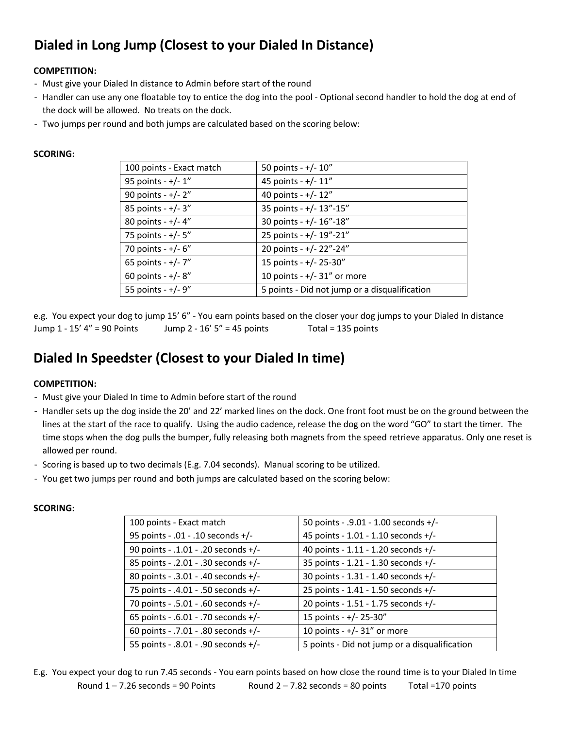## Dialed in Long Jump (Closest to your Dialed In Distance)

**COMPETITION:**

- Must give your Dialed In distance to Admin before start of the round
- Handler can use any one floatable toy to entice the dog into the pool - Optional second handler to hold the dog at end of the dock will be allowed. No treats on the dock.
- Two jumps per round and both jumps are calculated based on the scoring below:

**SCORING:**

| | |
|---|---|
| 100 points - Exact match | 50 points - +/- 10" |
| 95 points - +/- 1" | 45 points - +/- 11" |
| 90 points - +/- 2" | 40 points - +/- 12" |
| 85 points - +/- 3" | 35 points - +/- 13"-15" |
| 80 points - +/- 4" | 30 points - +/- 16"-18" |
| 75 points - +/- 5" | 25 points - +/- 19"-21" |
| 70 points - +/- 6" | 20 points - +/- 22"-24" |
| 65 points - +/- 7" | 15 points - +/- 25-30" |
| 60 points - +/- 8" | 10 points - +/- 31" or more |
| 55 points - +/- 9" | 5 points - Did not jump or a disqualification |

e.g. You expect your dog to jump 15' 6" - You earn points based on the closer your dog jumps to your Dialed In distance
Jump 1 - 15' 4" = 90 Points    Jump 2 - 16' 5" = 45 points    Total = 135 points

## Dialed In Speedster (Closest to your Dialed In time)

**COMPETITION:**

- Must give your Dialed In time to Admin before start of the round
- Handler sets up the dog inside the 20' and 22' marked lines on the dock. One front foot must be on the ground between the lines at the start of the race to qualify. Using the audio cadence, release the dog on the word "GO" to start the timer. The time stops when the dog pulls the bumper, fully releasing both magnets from the speed retrieve apparatus. Only one reset is allowed per round.
- Scoring is based up to two decimals (E.g. 7.04 seconds). Manual scoring to be utilized.
- You get two jumps per round and both jumps are calculated based on the scoring below:

**SCORING:**

| | |
|---|---|
| 100 points - Exact match | 50 points - .9.01 - 1.00 seconds +/- |
| 95 points - .01 - .10 seconds +/- | 45 points - 1.01 - 1.10 seconds +/- |
| 90 points - .1.01 - .20 seconds +/- | 40 points - 1.11 - 1.20 seconds +/- |
| 85 points - .2.01 - .30 seconds +/- | 35 points - 1.21 - 1.30 seconds +/- |
| 80 points - .3.01 - .40 seconds +/- | 30 points - 1.31 - 1.40 seconds +/- |
| 75 points - .4.01 - .50 seconds +/- | 25 points - 1.41 - 1.50 seconds +/- |
| 70 points - .5.01 - .60 seconds +/- | 20 points - 1.51 - 1.75 seconds +/- |
| 65 points - .6.01 - .70 seconds +/- | 15 points - +/- 25-30" |
| 60 points - .7.01 - .80 seconds +/- | 10 points - +/- 31" or more |
| 55 points - .8.01 - .90 seconds +/- | 5 points - Did not jump or a disqualification |

E.g. You expect your dog to run 7.45 seconds - You earn points based on how close the round time is to your Dialed In time
Round 1 – 7.26 seconds = 90 Points    Round 2 – 7.82 seconds = 80 points    Total =170 points